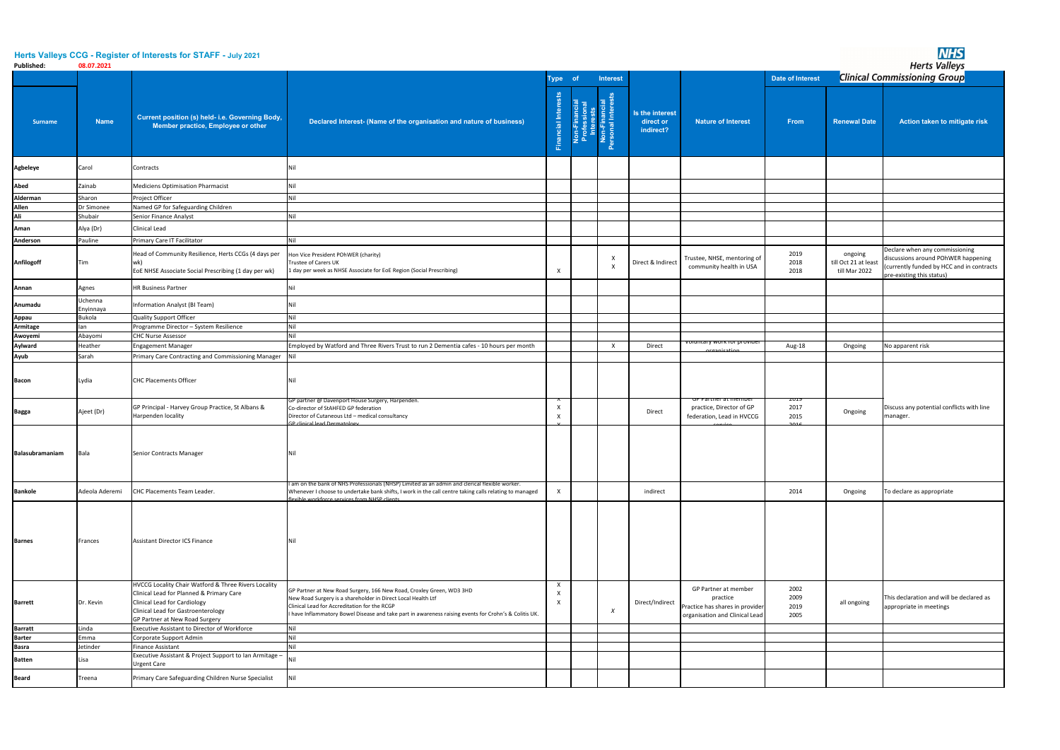# Herts Valleys CCG - Register of Interests for STAFF - July 2021

**Published:** 08.07.2021

NHS Herts Valleys Clinical Commissioning Group

| Surname | Name | Current position (s) held- i.e. Governing Body, Member practice, Employee or other | Declared Interest- (Name of the organisation and nature of business) | Type of Interest: Financial Interests | Non-Financial Professional Interests | Non-Financial Personal Interests | Is the interest direct or indirect? | Nature of Interest | Date of Interest: From | Renewal Date | Action taken to mitigate risk |
|---|---|---|---|---|---|---|---|---|---|---|---|
| **Agbeleye** | Carol | Contracts | Nil | | | | | | | | |
| **Abed** | Zainab | Mediciens Optimisation Pharmacist | Nil | | | | | | | | |
| **Alderman** | Sharon | Project Officer | Nil | | | | | | | | |
| **Allen** | Dr Simonee | Named GP for Safeguarding Children | | | | | | | | | |
| **Ali** | Shubair | Senior Finance Analyst | Nil | | | | | | | | |
| **Aman** | Alya (Dr) | Clinical Lead | | | | | | | | | |
| **Anderson** | Pauline | Primary Care IT Facilitator | Nil | | | | | | | | |
| **Anfilogoff** | Tim | Head of Community Resilience, Herts CCGs (4 days per wk)<br>EoE NHSE Associate Social Prescribing (1 day per wk) | Hon Vice President POhWER (charity)<br>Trustee of Carers UK<br>1 day per week as NHSE Associate for EoE Region (Social Prescribing) | X | | X<br>X | Direct & Indirect | Trustee, NHSE, mentoring of community health in USA | 2019<br>2018<br>2018 | ongoing<br>till Oct 21 at least<br>till Mar 2022 | Declare when any commissioning discussions around POhWER happening (currently funded by HCC and in contracts pre-existing this status) |
| **Annan** | Agnes | HR Business Partner | Nil | | | | | | | | |
| **Anumadu** | Uchenna Enyinnaya | Information Analyst (BI Team) | Nil | | | | | | | | |
| **Appau** | Bukola | Quality Support Officer | Nil | | | | | | | | |
| **Armitage** | Ian | Programme Director – System Resilience | Nil | | | | | | | | |
| **Awoyemi** | Abayomi | CHC Nurse Assessor | Nil | | | | | | | | |
| **Aylward** | Heather | Engagement Manager | Employed by Watford and Three Rivers Trust to run 2 Dementia cafes - 10 hours per month | | | X | Direct | Voluntary work for provider organisation | Aug-18 | Ongoing | No apparent risk |
| **Ayub** | Sarah | Primary Care Contracting and Commissioning Manager | Nil | | | | | | | | |
| **Bacon** | Lydia | CHC Placements Officer | Nil | | | | | | | | |
| **Bagga** | Ajeet (Dr) | GP Principal - Harvey Group Practice, St Albans & Harpenden locality | GP partner @ Davenport House Surgery, Harpenden.<br>Co-director of StAHFED GP federation<br>Director of Cutaneous Ltd – medical consultancy<br>GP clinical lead Dermatology | X<br>X<br>X<br>X | | | Direct | GP Partner at member practice, Director of GP federation, Lead in HVCCG service | 2019<br>2017<br>2015<br>2016 | Ongoing | Discuss any potential conflicts with line manager. |
| **Balasubramaniam** | Bala | Senior Contracts Manager | Nil | | | | | | | | |
| **Bankole** | Adeola Aderemi | CHC Placements Team Leader. | I am on the bank of NHS Professionals (NHSP) Limited as an admin and clerical flexible worker. Whenever I choose to undertake bank shifts, I work in the call centre taking calls relating to managed flexible workforce services from NHSP clients | X | | | indirect | | 2014 | Ongoing | To declare as appropriate |
| **Barnes** | Frances | Assistant Director ICS Finance | Nil | | | | | | | | |
| **Barrett** | Dr. Kevin | HVCCG Locality Chair Watford & Three Rivers Locality<br>Clinical Lead for Planned & Primary Care<br>Clinical Lead for Cardiology<br>Clinical Lead for Gastroenterology<br>GP Partner at New Road Surgery | GP Partner at New Road Surgery, 166 New Road, Croxley Green, WD3 3HD<br>New Road Surgery is a shareholder in Direct Local Health Ltf<br>Clinical Lead for Accreditation for the RCGP<br>I have Inflammatory Bowel Disease and take part in awareness raising events for Crohn's & Colitis UK. | X<br>X<br>X | | X | Direct/Indirect | GP Partner at member practice<br>Practice has shares in provider organisation and Clinical Lead | 2002<br>2009<br>2019<br>2005 | all ongoing | This declaration and will be declared as appropriate in meetings |
| **Barratt** | Linda | Executive Assistant to Director of Workforce | Nil | | | | | | | | |
| **Barter** | Emma | Corporate Support Admin | Nil | | | | | | | | |
| **Basra** | Jetinder | Finance Assistant | Nil | | | | | | | | |
| **Batten** | Lisa | Executive Assistant & Project Support to Ian Armitage – Urgent Care | Nil | | | | | | | | |
| **Beard** | Treena | Primary Care Safeguarding Children Nurse Specialist | Nil | | | | | | | | |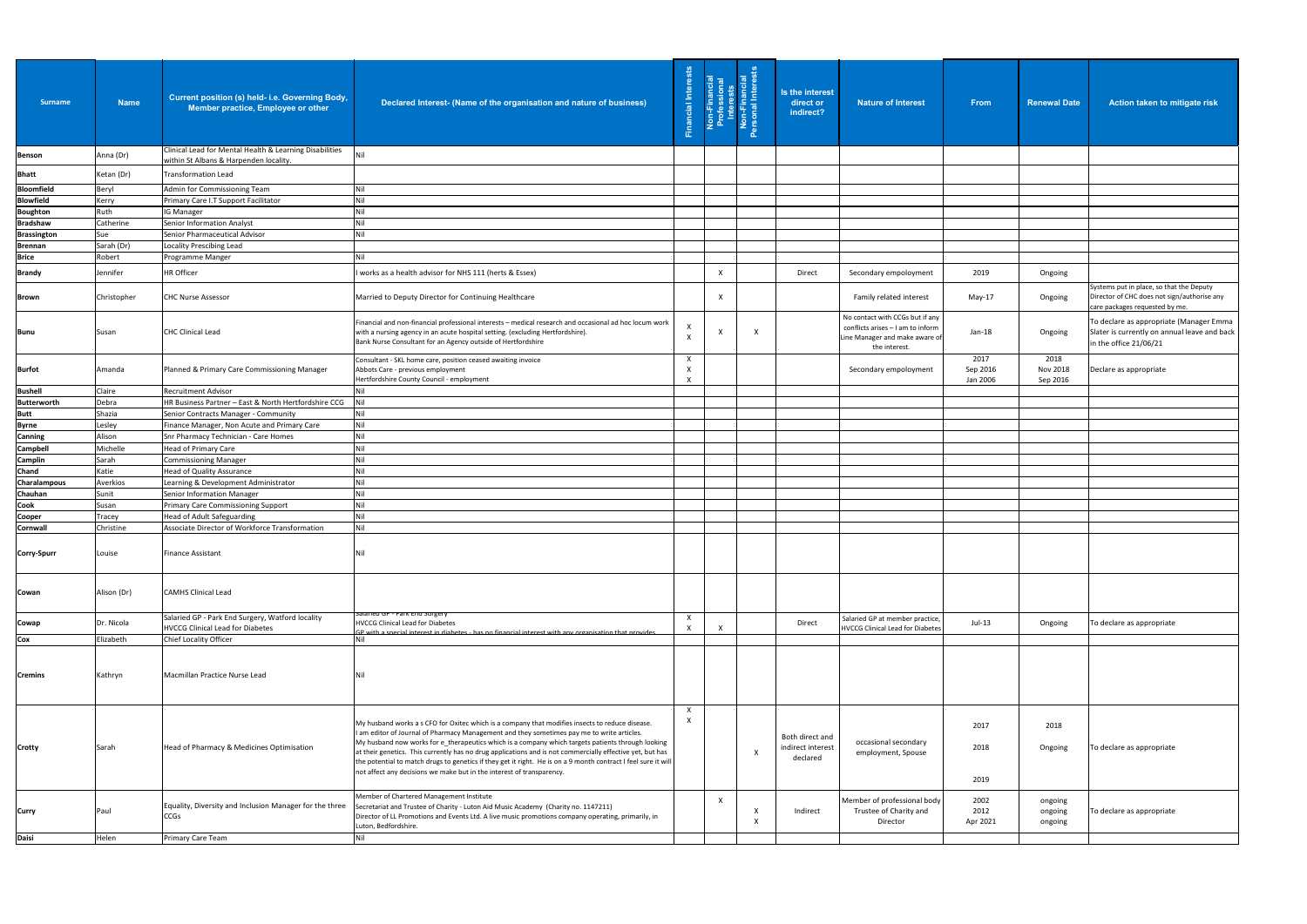| Surname | Name | Current position (s) held- i.e. Governing Body, Member practice, Employee or other | Declared Interest- (Name of the organisation and nature of business) | Financial Interests | Non-Financial Professional Interests | Non-Financial Personal Interests | Is the interest direct or indirect? | Nature of Interest | From | Renewal Date | Action taken to mitigate risk |
|---|---|---|---|---|---|---|---|---|---|---|---|
| Benson | Anna (Dr) | Clinical Lead for Mental Health & Learning Disabilities within St Albans & Harpenden locality. | Nil | | | | | | | | |
| Bhatt | Ketan (Dr) | Transformation Lead | | | | | | | | | |
| Bloomfield | Beryl | Admin for Commissioning Team | Nil | | | | | | | | |
| Blowfield | Kerry | Primary Care I.T Support Facilitator | Nil | | | | | | | | |
| Boughton | Ruth | IG Manager | Nil | | | | | | | | |
| Bradshaw | Catherine | Senior Information Analyst | Nil | | | | | | | | |
| Brassington | Sue | Senior Pharmaceutical Advisor | Nil | | | | | | | | |
| Brennan | Sarah (Dr) | Locality Prescibing Lead | | | | | | | | | |
| Brice | Robert | Programme Manger | Nil | | | | | | | | |
| Brandy | Jennifer | HR Officer | I works as a health advisor for NHS 111 (herts & Essex) | | X | | Direct | Secondary empoloyment | 2019 | Ongoing | |
| Brown | Christopher | CHC Nurse Assessor | Married to Deputy Director for Continuing Healthcare | | X | | | Family related interest | May-17 | Ongoing | Systems put in place, so that the Deputy Director of CHC does not sign/authorise any care packages requested by me. |
| Bunu | Susan | CHC Clinical Lead | Financial and non-financial professional interests – medical research and occasional ad hoc locum work with a nursing agency in an acute hospital setting. (excluding Hertfordshire).<br>Bank Nurse Consultant for an Agency outside of Hertfordshire | X<br>X | X | X | | No contact with CCGs but if any conflicts arises – I am to inform Line Manager and make aware of the interest. | Jan-18 | Ongoing | To declare as appropriate (Manager Emma Slater is currently on annual leave and back in the office 21/06/21 |
| Burfot | Amanda | Planned & Primary Care Commissioning Manager | Consultant - SKL home care, position ceased awaiting invoice<br>Abbots Care - previous employment<br>Hertfordshire County Council - employment | X<br>X<br>X | | | | Secondary employment | 2017<br>Sep 2016<br>Jan 2006 | 2018<br>Nov 2018<br>Sep 2016 | Declare as appropriate |
| Bushell | Claire | Recruitment Advisor | Nil | | | | | | | | |
| Butterworth | Debra | HR Business Partner – East & North Hertfordshire CCG | Nil | | | | | | | | |
| Butt | Shazia | Senior Contracts Manager - Community | Nil | | | | | | | | |
| Byrne | Lesley | Finance Manager, Non Acute and Primary Care | Nil | | | | | | | | |
| Canning | Alison | Snr Pharmacy Technician - Care Homes | Nil | | | | | | | | |
| Campbell | Michelle | Head of Primary Care | Nil | | | | | | | | |
| Camplin | Sarah | Commissioning Manager | Nil | | | | | | | | |
| Chand | Katie | Head of Quality Assurance | Nil | | | | | | | | |
| Charalampous | Averkios | Learning & Development Administrator | Nil | | | | | | | | |
| Chauhan | Sunit | Senior Information Manager | Nil | | | | | | | | |
| Cook | Susan | Primary Care Commissioning Support | Nil | | | | | | | | |
| Cooper | Tracey | Head of Adult Safeguarding | Nil | | | | | | | | |
| Cornwall | Christine | Associate Director of Workforce Transformation | Nil | | | | | | | | |
| Corry-Spurr | Louise | Finance Assistant | Nil | | | | | | | | |
| Cowan | Alison (Dr) | CAMHS Clinical Lead | | | | | | | | | |
| Cowap | Dr. Nicola | Salaried GP - Park End Surgery, Watford locality<br>HVCCG Clinical Lead for Diabetes | Salaried GP - Park End Surgery<br>HVCCG Clinical Lead for Diabetes<br>GP with a special interest in diabetes - has no financial interest with any organisation that provides | X<br>X | X | | Direct | Salaried GP at member practice, HVCCG Clinical Lead for Diabetes | Jul-13 | Ongoing | To declare as appropriate |
| Cox | Elizabeth | Chief Locality Officer | Nil | | | | | | | | |
| Cremins | Kathryn | Macmillan Practice Nurse Lead | Nil | | | | | | | | |
| Crotty | Sarah | Head of Pharmacy & Medicines Optimisation | My husband works a s CFO for Oxitec which is a company that modifies insects to reduce disease.<br>I am editor of Journal of Pharmacy Management and they sometimes pay me to write articles.<br>My husband now works for e_therapeutics which is a company which targets patients through looking at their genetics. This currently has no drug applications and is not commercially effective yet, but has the potential to match drugs to genetics if they get it right. He is on a 9 month contract I feel sure it will not affect any decisions we make but in the interest of transparency. | X<br>X | | X | Both direct and indirect interest declared | occasional secondary employment, Spouse | 2017<br>2018<br>2019 | 2018<br>Ongoing | To declare as appropriate |
| Curry | Paul | Equality, Diversity and Inclusion Manager for the three CCGs | Member of Chartered Management Institute<br>Secretariat and Trustee of Charity - Luton Aid Music Academy (Charity no. 1147211)<br>Director of LL Promotions and Events Ltd. A live music promotions company operating, primarily, in Luton, Bedfordshire. | | X | X<br>X | Indirect | Member of professional body<br>Trustee of Charity and Director | 2002<br>2012<br>Apr 2021 | ongoing<br>ongoing<br>ongoing | To declare as appropriate |
| Daisi | Helen | Primary Care Team | Nil | | | | | | | | |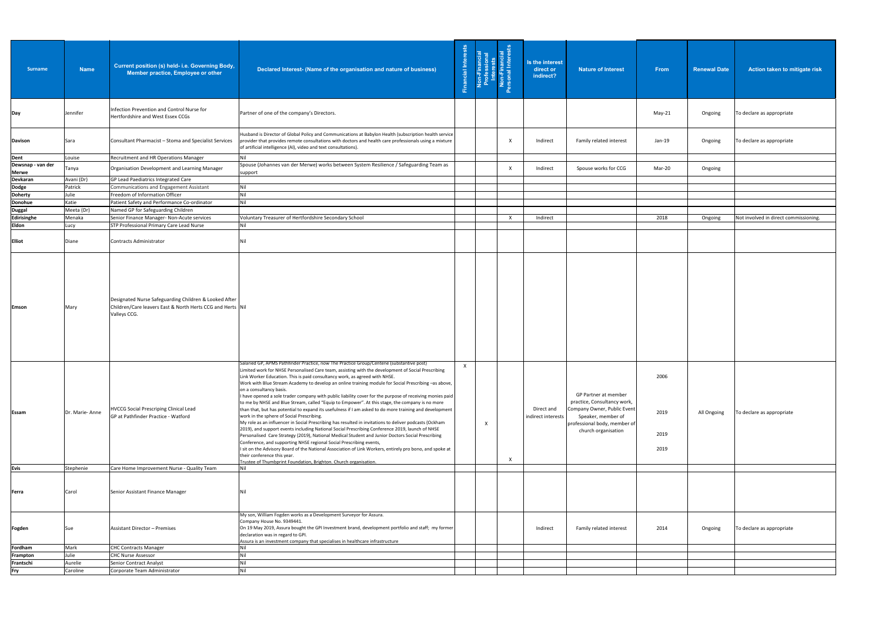| Surname | Name | Current position (s) held- i.e. Governing Body, Member practice, Employee or other | Declared Interest- (Name of the organisation and nature of business) | Financial Interests | Non-Financial Professional Interests | Non-Financial Personal Interests | Is the interest direct or indirect? | Nature of Interest | From | Renewal Date | Action taken to mitigate risk |
|---|---|---|---|---|---|---|---|---|---|---|---|
| Day | Jennifer | Infection Prevention and Control Nurse for Hertfordshire and West Essex CCGs | Partner of one of the company's Directors. | | | | | | May-21 | Ongoing | To declare as appropriate |
| Davison | Sara | Consultant Pharmacist – Stoma and Specialist Services | Husband is Director of Global Policy and Communications at Babylon Health (subscription health service provider that provides remote consultations with doctors and health care professionals using a mixture of artificial intelligence (AI), video and text consultations). | | | X | Indirect | Family related interest | Jan-19 | Ongoing | To declare as appropriate |
| Dent | Louise | Recruitment and HR Operations Manager | Nil | | | | | | | | |
| Dewsnap - van der Merwe | Tanya | Organisation Development and Learning Manager | Spouse (Johannes van der Merwe) works between System Resilience / Safeguarding Team as support | | | X | Indirect | Spouse works for CCG | Mar-20 | Ongoing | |
| Devkaran | Avani (Dr) | GP Lead Paediatrics Integrated Care | | | | | | | | | |
| Dodge | Patrick | Communications and Engagement Assistant | Nil | | | | | | | | |
| Doherty | Julie | Freedom of Information Officer | Nil | | | | | | | | |
| Donohue | Katie | Patient Safety and Performance Co-ordinator | Nil | | | | | | | | |
| Duggal | Meeta (Dr) | Named GP for Safeguarding Children | | | | | | | | | |
| Edirisinghe | Menaka | Senior Finance Manager- Non-Acute services | Voluntary Treasurer of Hertfordshire Secondary School | | | X | Indirect | | 2018 | Ongoing | Not involved in direct commissioning. |
| Eldon | Lucy | STP Professional Primary Care Lead Nurse | Nil | | | | | | | | |
| Elliot | Diane | Contracts Administrator | Nil | | | | | | | | |
| Emson | Mary | Designated Nurse Safeguarding Children & Looked After Children/Care leavers East & North Herts CCG and Herts Valleys CCG. | Nil | | | | | | | | |
| Essam | Dr. Marie- Anne | HVCCG Social Prescribing Clinical Lead<br>GP at Pathfinder Practice - Watford | Salaried GP, APMS Pathfinder Practice, now The Practice Group/Centene (substantive post)<br>Limited work for NHSE Personalised Care team, assisting with the development of Social Prescribing Link Worker Education. This is paid consultancy work, as agreed with NHSE.<br>Work with Blue Stream Academy to develop an online training module for Social Prescribing –as above, on a consultancy basis.<br>I have opened a sole trader company with public liability cover for the purpose of receiving monies paid to me by NHSE and Blue Stream, called "Equip to Empower". At this stage, the company is no more than that, but has potential to expand its usefulness if I am asked to do more training and development work in the sphere of Social Prescribing.<br>My role as an influencer in Social Prescribing has resulted in invitations to deliver podcasts (Ockham 2019), and support events including National Social Prescribing Conference 2019, launch of NHSE Personalised Care Strategy (2019), National Medical Student and Junior Doctors Social Prescribing Conference, and supporting NHSE regional Social Prescribing events,<br>I sit on the Advisory Board of the National Association of Link Workers, entirely pro bono, and spoke at their conference this year.<br>Trustee of Thumbprint Foundation, Brighton. Church organisation. | X | X | X | Direct and indirect interests | GP Partner at member practice, Consultancy work, Company Owner, Public Event Speaker, member of professional body, member of church organisation | 2006<br>2019<br>2019<br>2019 | All Ongoing | To declare as appropriate |
| Evis | Stephenie | Care Home Improvement Nurse - Quality Team | Nil | | | | | | | | |
| Ferra | Carol | Senior Assistant Finance Manager | Nil | | | | | | | | |
| Fogden | Sue | Assistant Director – Premises | My son, William Fogden works as a Development Surveyor for Assura.<br>Company House No. 9349441.<br>On 19 May 2019, Assura bought the GPI Investment brand, development portfolio and staff; my former declaration was in regard to GPI.<br>Assura is an investment company that specialises in healthcare infrastructure | | | | Indirect | Family related interest | 2014 | Ongoing | To declare as appropriate |
| Fordham | Mark | CHC Contracts Manager | Nil | | | | | | | | |
| Frampton | Julie | CHC Nurse Assessor | Nil | | | | | | | | |
| Frantschi | Aurelie | Senior Contract Analyst | Nil | | | | | | | | |
| Fry | Caroline | Corporate Team Administrator | Nil | | | | | | | | |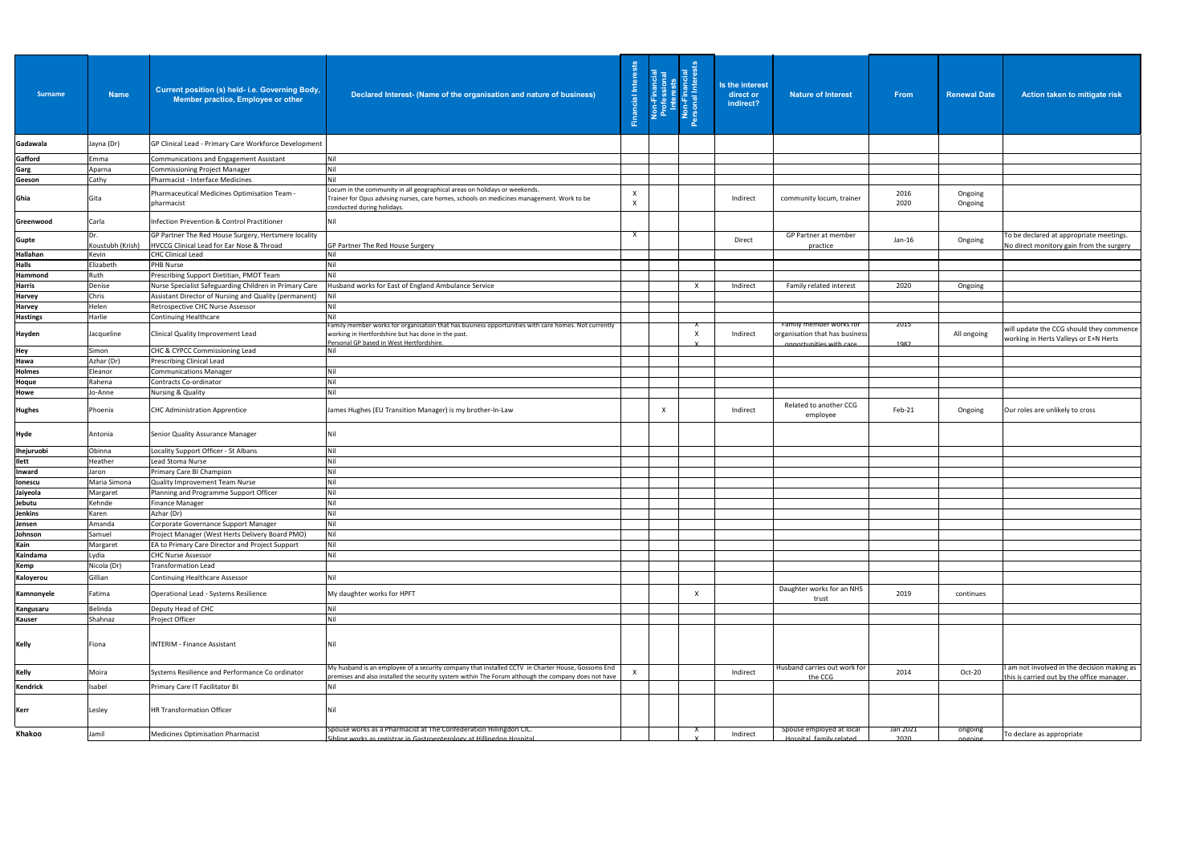| Surname | Name | Current position (s) held- i.e. Governing Body, Member practice, Employee or other | Declared Interest- (Name of the organisation and nature of business) | Financial Interests | Non-Financial Professional Interests | Non-Financial Personal Interests | Is the interest direct or indirect? | Nature of Interest | From | Renewal Date | Action taken to mitigate risk |
|---|---|---|---|---|---|---|---|---|---|---|---|
| Gadawala | Jayna (Dr) | GP Clinical Lead - Primary Care Workforce Development | | | | | | | | | |
| Gafford | Emma | Communications and Engagement Assistant | Nil | | | | | | | | |
| Garg | Aparna | Commissioning Project Manager | Nil | | | | | | | | |
| Geeson | Cathy | Pharmacist - Interface Medicines | Nil | | | | | | | | |
| Ghia | Gita | Pharmaceutical Medicines Optimisation Team - pharmacist | Locum in the community in all geographical areas on holidays or weekends. Trainer for Opus advising nurses, care homes, schools on medicines management. Work to be conducted during holidays. | X X | | | Indirect | community locum, trainer | 2016 2020 | Ongoing Ongoing | |
| Greenwood | Carla | Infection Prevention & Control Practitioner | Nil | | | | | | | | |
| Gupte | Dr. Koustubh (Krish) | GP Partner The Red House Surgery, Hertsmere locality HVCCG Clinical Lead for Ear Nose & Throad | GP Partner The Red House Surgery | X | | | Direct | GP Partner at member practice | Jan-16 | Ongoing | To be declared at appropriate meetings. No direct monitory gain from the surgery |
| Hallahan | Kevin | CHC Clinical Lead | Nil | | | | | | | | |
| Halls | Elizabeth | PHB Nurse | Nil | | | | | | | | |
| Hammond | Ruth | Prescribing Support Dietitian, PMOT Team | Nil | | | | | | | | |
| Harris | Denise | Nurse Specialist Safeguarding Children in Primary Care | Husband works for East of England Ambulance Service | | | X | Indirect | Family related interest | 2020 | Ongoing | |
| Harvey | Chris | Assistant Director of Nursing and Quality (permanent) | Nil | | | | | | | | |
| Harvey | Helen | Retrospective CHC Nurse Assessor | Nil | | | | | | | | |
| Hastings | Harlie | Continuing Healthcare | Nil | | | | | | | | |
| Hayden | Jacqueline | Clinical Quality Improvement Lead | Family member works for organisation that has business opportunities with care homes. Not currently working in Hertfordshire but has done in the past. Personal GP based in West Hertfordshire. | | | X X X | Indirect | Family member works for organisation that has business opportunities with care | 2015 1982 | All ongoing | will update the CCG should they commence working in Herts Valleys or E+N Herts |
| Hey | Simon | CHC & CYPCC Commissioning Lead | Nil | | | | | | | | |
| Hawa | Azhar (Dr) | Prescribing Clinical Lead | | | | | | | | | |
| Holmes | Eleanor | Communications Manager | Nil | | | | | | | | |
| Hoque | Rahena | Contracts Co-ordinator | Nil | | | | | | | | |
| Howe | Jo-Anne | Nursing & Quality | Nil | | | | | | | | |
| Hughes | Phoenix | CHC Administration Apprentice | James Hughes (EU Transition Manager) is my brother-In-Law | | X | | Indirect | Related to another CCG employee | Feb-21 | Ongoing | Our roles are unlikely to cross |
| Hyde | Antonia | Senior Quality Assurance Manager | Nil | | | | | | | | |
| Ihejuruobi | Obinna | Locality Support Officer - St Albans | Nil | | | | | | | | |
| Ilett | Heather | Lead Stoma Nurse | Nil | | | | | | | | |
| Inward | Jaron | Primary Care BI Champion | Nil | | | | | | | | |
| Ionescu | Maria Simona | Quality Improvement Team Nurse | Nil | | | | | | | | |
| Jaiyeola | Margaret | Planning and Programme Support Officer | Nil | | | | | | | | |
| Jebutu | Kehnde | Finance Manager | Nil | | | | | | | | |
| Jenkins | Karen | Azhar (Dr) | Nil | | | | | | | | |
| Jensen | Amanda | Corporate Governance Support Manager | Nil | | | | | | | | |
| Johnson | Samuel | Project Manager (West Herts Delivery Board PMO) | Nil | | | | | | | | |
| Kain | Margaret | EA to Primary Care Director and Project Support | Nil | | | | | | | | |
| Kaindama | Lydia | CHC Nurse Assessor | Nil | | | | | | | | |
| Kemp | Nicola (Dr) | Transformation Lead | | | | | | | | | |
| Kaloyerou | Gillian | Continuing Healthcare Assessor | Nil | | | | | | | | |
| Kamnonyele | Fatima | Operational Lead - Systems Resilience | My daughter works for HPFT | | | X | | Daughter works for an NHS trust | 2019 | continues | |
| Kangusaru | Belinda | Deputy Head of CHC | Nil | | | | | | | | |
| Kauser | Shahnaz | Project Officer | Nil | | | | | | | | |
| Kelly | Fiona | INTERIM - Finance Assistant | Nil | | | | | | | | |
| Kelly | Moira | Systems Resilience and Performance Co ordinator | My husband is an employee of a security company that installed CCTV in Charter House, Gossoms End premises and also installed the security system within The Forum although the company does not have | X | | | Indirect | Husband carries out work for the CCG | 2014 | Oct-20 | I am not involved in the decision making as this is carried out by the office manager. |
| Kendrick | Isabel | Primary Care IT Facilitator BI | Nil | | | | | | | | |
| Kerr | Lesley | HR Transformation Officer | Nil | | | | | | | | |
| Khakoo | Jamil | Medicines Optimisation Pharmacist | Spouse works as a Pharmacist at The Confederation Hillingdon CIC. Sibling works as registrar in Gastroenterology at Hillingdon Hospital | | | X X | Indirect | Spouse employed at local Hospital, family related | Jan 2021 2020 | ongoing ongoing | To declare as appropriate |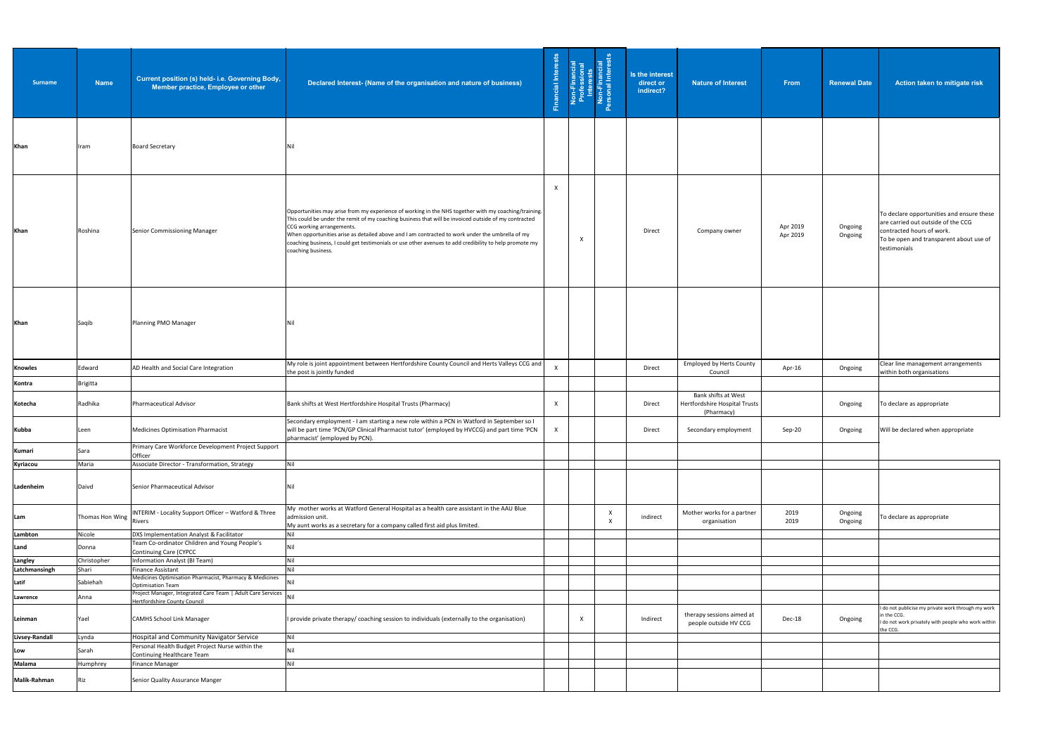| Surname | Name | Current position (s) held- i.e. Governing Body, Member practice, Employee or other | Declared Interest- (Name of the organisation and nature of business) | Financial Interests | Non-Financial Professional Interests | Non-Financial Personal Interests | Is the interest direct or indirect? | Nature of Interest | From | Renewal Date | Action taken to mitigate risk |
|---|---|---|---|---|---|---|---|---|---|---|---|
| **Khan** | Iram | Board Secretary | Nil | | | | | | | | |
| **Khan** | Roshina | Senior Commissioning Manager | Opportunities may arise from my experience of working in the NHS together with my coaching/training. This could be under the remit of my coaching business that will be invoiced outside of my contracted CCG working arrangements.<br>When opportunities arise as detailed above and I am contracted to work under the umbrella of my coaching business, I could get testimonials or use other avenues to add credibility to help promote my coaching business. | X | X | | Direct | Company owner | Apr 2019<br>Apr 2019 | Ongoing<br>Ongoing | To declare opportunities and ensure these are carried out outside of the CCG contracted hours of work.<br>To be open and transparent about use of testimonials |
| **Khan** | Saqib | Planning PMO Manager | Nil | | | | | | | | |
| **Knowles** | Edward | AD Health and Social Care Integration | My role is joint appointment between Hertfordshire County Council and Herts Valleys CCG and the post is jointly funded | X | | | Direct | Employed by Herts County Council | Apr-16 | Ongoing | Clear line management arrangements within both organisations |
| **Kontra** | Brigitta | | | | | | | | | | |
| **Kotecha** | Radhika | Pharmaceutical Advisor | Bank shifts at West Hertfordshire Hospital Trusts (Pharmacy) | X | | | Direct | Bank shifts at West Hertfordshire Hospital Trusts (Pharmacy) | | Ongoing | To declare as appropriate |
| **Kubba** | Leen | Medicines Optimisation Pharmacist | Secondary employment - I am starting a new role within a PCN in Watford in September so I will be part time 'PCN/GP Clinical Pharmacist tutor' (employed by HVCCG) and part time 'PCN pharmacist' (employed by PCN). | X | | | Direct | Secondary employment | Sep-20 | Ongoing | Will be declared when appropriate |
| **Kumari** | Sara | Primary Care Workforce Development Project Support Officer | | | | | | | | | |
| **Kyriacou** | Maria | Associate Director - Transformation, Strategy | Nil | | | | | | | | |
| **Ladenheim** | Daivd | Senior Pharmaceutical Advisor | Nil | | | | | | | | |
| **Lam** | Thomas Hon Wing | INTERIM - Locality Support Officer – Watford & Three Rivers | My mother works at Watford General Hospital as a health care assistant in the AAU Blue admission unit.<br>My aunt works as a secretary for a company called first aid plus limited. | | | X<br>X | indirect | Mother works for a partner organisation | 2019<br>2019 | Ongoing<br>Ongoing | To declare as appropriate |
| **Lambton** | Nicole | DXS Implementation Analyst & Facilitator | Nil | | | | | | | | |
| **Land** | Donna | Team Co-ordinator Children and Young People's Continuing Care (CYPCC | Nil | | | | | | | | |
| **Langley** | Christopher | Information Analyst (BI Team) | Nil | | | | | | | | |
| **Latchmansingh** | Shari | Finance Assistant | Nil | | | | | | | | |
| **Latif** | Sabiehah | Medicines Optimisation Pharmacist, Pharmacy & Medicines Optimisation Team | Nil | | | | | | | | |
| **Lawrence** | Anna | Project Manager, Integrated Care Team \| Adult Care Services \| Hertfordshire County Council | Nil | | | | | | | | |
| **Leinman** | Yael | CAMHS School Link Manager | I provide private therapy/ coaching session to individuals (externally to the organisation) | | X | | Indirect | therapy sessions aimed at people outside HV CCG | Dec-18 | Ongoing | I do not publicise my private work through my work in the CCG.<br>I do not work privately with people who work within the CCG. |
| **Livsey-Randall** | Lynda | Hospital and Community Navigator Service | Nil | | | | | | | | |
| **Low** | Sarah | Personal Health Budget Project Nurse within the Continuing Healthcare Team | Nil | | | | | | | | |
| **Malama** | Humphrey | Finance Manager | Nil | | | | | | | | |
| **Malik-Rahman** | Riz | Senior Quality Assurance Manger | | | | | | | | | |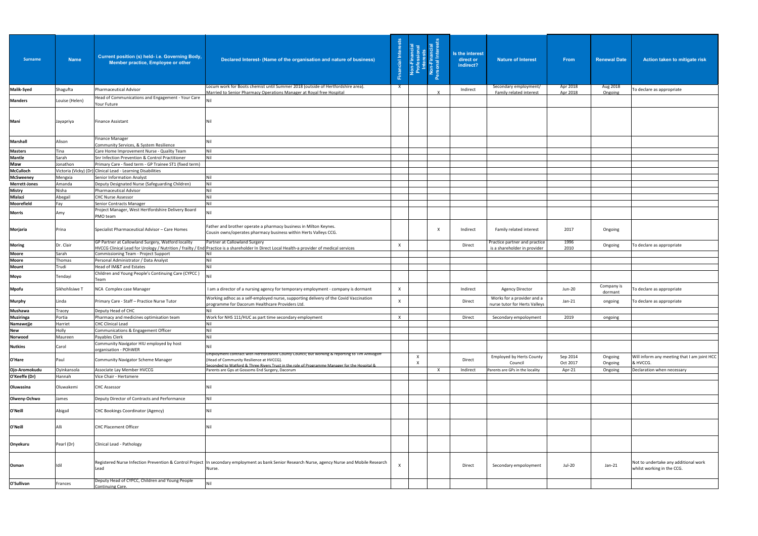| Surname | Name | Current position (s) held- i.e. Governing Body, Member practice, Employee or other | Declared Interest- (Name of the organisation and nature of business) | Financial Interests | Non-Financial Professional Interests | Non-Financial Personal Interests | Is the interest direct or indirect? | Nature of Interest | From | Renewal Date | Action taken to mitigate risk |
|---|---|---|---|---|---|---|---|---|---|---|---|
| Malik-Syed | Shagufta | Pharmaceutical Advisor | Locum work for Boots chemist until Summer 2018 (outside of Hertfordshire area). Married to Senior Pharmacy Operations Manager at Royal free Hospital | X | | X | Indirect | Secondary employment/ Family related interest | Apr 2018 Apr 2018 | Aug 2018 Ongoing | To declare as appropriate |
| Manders | Louise (Helen) | Head of Communications and Engagement - Your Care Your Future | Nil | | | | | | | | |
| Mani | Jayapriya | Finance Assistant | Nil | | | | | | | | |
| Marshall | Alison | Finance Manager Community Services, & System Resilience | Nil | | | | | | | | |
| Masters | Tina | Care Home Improvement Nurse - Quality Team | Nil | | | | | | | | |
| Mantle | Sarah | Snr Infection Prevention & Control Practitioner | Nil | | | | | | | | |
| Maw | Jonathon | Primary Care - fixed term - GP Trainee ST1 (fixed term) | | | | | | | | | |
| McCulloch | Victoria (Vicky) (Dr) | Clinical Lead - Learning Disabilities | | | | | | | | | |
| McSweeney | Mengxia | Senior Information Analyst | Nil | | | | | | | | |
| Merrett-Jones | Amanda | Deputy Designated Nurse (Safeguarding Children) | Nil | | | | | | | | |
| Mistry | Nisha | Pharmaceutical Advisor | Nil | | | | | | | | |
| Mlalazi | Abegail | CHC Nurse Assessor | Nil | | | | | | | | |
| Moorefield | Fay | Senior Contracts Manager | Nil | | | | | | | | |
| Morris | Amy | Project Manager, West Hertfordshire Delivery Board PMO team | Nil | | | | | | | | |
| Morjaria | Prina | Specialist Pharmaceutical Advisor – Care Homes | Father and brother operate a pharmacy business in Milton Keynes. Cousin owns/operates pharmacy business within Herts Valleys CCG. | | | X | Indirect | Family related interest | 2017 | Ongoing | |
| Moring | Dr. Clair | GP Partner at Callowland Surgery, Watford locality HVCCG Clinical Lead for Urology / Nutrition / frailty / End | Partner at Callowland Surgery Practice is a shareholder In Direct Local Health-a provider of medical services | X | | | Direct | Practice partner and practice is a shareholder in provider | 1996 2010 | Ongoing | To declare as appropriate |
| Moore | Sarah | Commissioning Team - Project Support | Nil | | | | | | | | |
| Moore | Thomas | Personal Administrator / Data Analyst | Nil | | | | | | | | |
| Mount | Trudi | Head of IM&T and Estates | Nil | | | | | | | | |
| Moyo | Tendayi | Children and Young People's Continuing Care (CYPCC) Team | Nil | | | | | | | | |
| Mpofu | Sikhohlisiwe T | NCA Complex case Manager | I am a director of a nursing agency for temporary employment - company is dormant | X | | | Indirect | Agency Director | Jun-20 | Company is dormant | To declare as appropriate |
| Murphy | Linda | Primary Care - Staff – Practice Nurse Tutor | Working adhoc as a self-employed nurse, supporting delivery of the Covid Vaccination programme for Dacorum Healthcare Providers Ltd. | X | | | Direct | Works for a provider and a nurse tutor for Herts Valleys | Jan-21 | ongoing | To declare as appropriate |
| Mushawa | Tracey | Deputy Head of CHC | Nil | | | | | | | | |
| Muziringa | Portia | Pharmacy and medicines optimisation team | Work for NHS 111/HUC as part time secondary employment | X | | | Direct | Secondary empoloyment | 2019 | ongoing | |
| Namawejje | Harriet | CHC Clinical Lead | Nil | | | | | | | | |
| New | Holly | Communications & Engagement Officer | Nil | | | | | | | | |
| Norwood | Maureen | Payables Clerk | Nil | | | | | | | | |
| Nutkins | Carol | Community Navigator HIU employed by host organisation - POhWER | Nil | | | | | | | | |
| O'Hare | Paul | Community Navigator Scheme Manager | Employment contract with Hertfordshire County Council, but working & reporting to Tim Anfilogoff (Head of Community Resilience at HVCCG). Seconded to Watford & Three Rivers Trust in the role of Programme Manager for the Hospital & | | X X | | Direct | Employed by Herts County Council | Sep 2014 Oct 2017 | Ongoing Ongoing | Will inform any meeting that I am joint HCC & HVCCG. |
| Ojo-Aromokudu | Oyinkansola | Associate Lay Member HVCCG | Parents are Gps at Gossoms End Surgery, Dacorum | | | X | Indirect | Parents are GPs in the locality | Apr-21 | Ongoing | Declaration when necessary |
| O'Keeffe (Dr) | Hannah | Vice Chair - Hertsmere | | | | | | | | | |
| Oluwasina | Oluwakemi | CHC Assessor | Nil | | | | | | | | |
| Olweny-Ochwo | James | Deputy Director of Contracts and Performance | Nil | | | | | | | | |
| O'Neill | Abigail | CHC Bookings Coordinator (Agency) | Nil | | | | | | | | |
| O'Neill | Alli | CHC Placement Officer | Nil | | | | | | | | |
| Onyekuru | Pearl (Dr) | Clinical Lead - Pathology | | | | | | | | | |
| Osman | Idil | Registered Nurse Infection Prevention & Control Project Lead | In secondary employment as bank Senior Research Nurse, agency Nurse and Mobile Research Nurse. | X | | | Direct | Secondary empoloyment | Jul-20 | Jan-21 | Not to undertake any additional work whilst working in the CCG. |
| O'Sullivan | Frances | Deputy Head of CYPCC, Children and Young People Continuing Care. | Nil | | | | | | | | |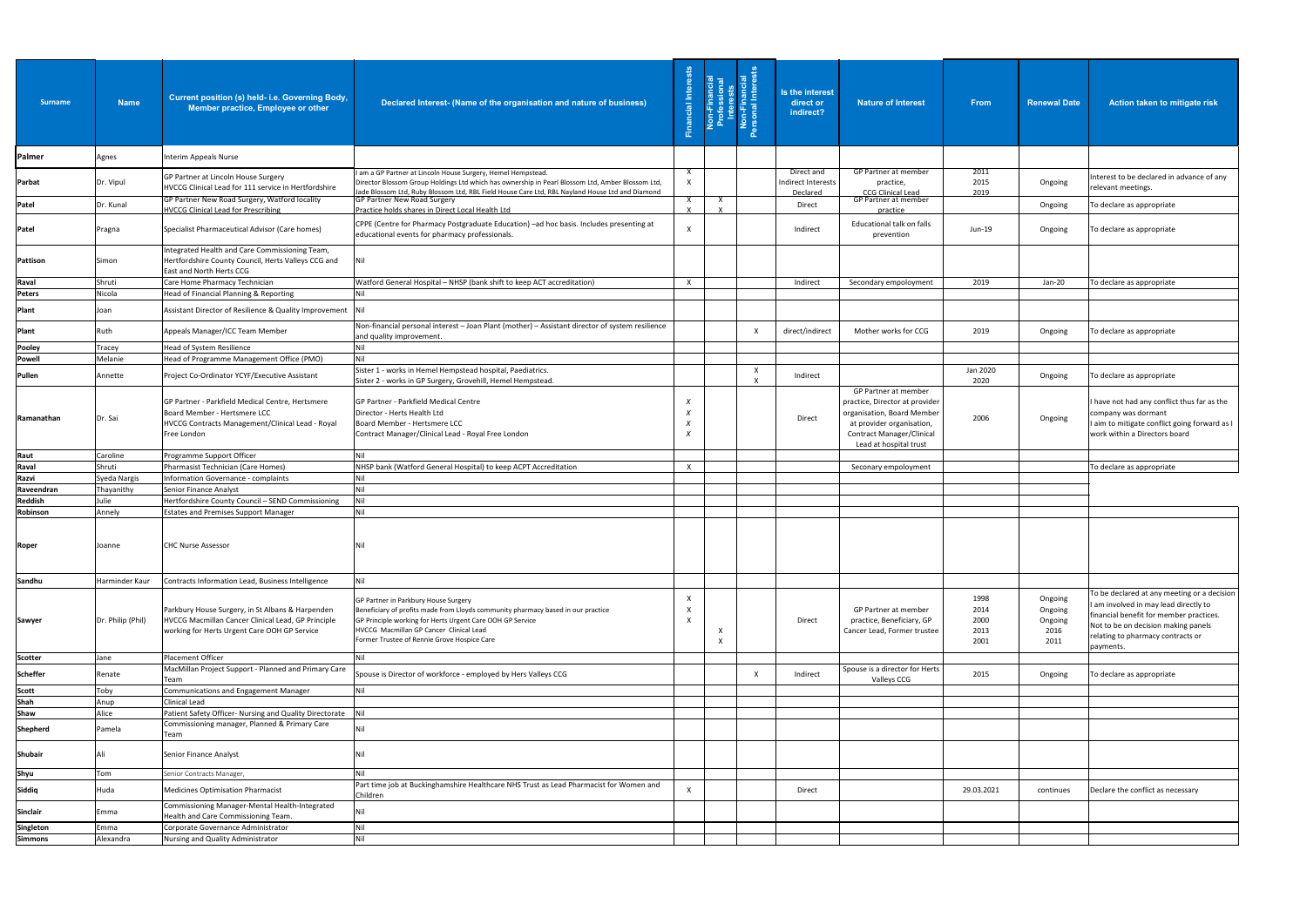| Surname | Name | Current position (s) held- i.e. Governing Body, Member practice, Employee or other | Declared Interest- (Name of the organisation and nature of business) | Financial Interests | Non-Financial Professional Interests | Non-Financial Personal Interests | Is the interest direct or indirect? | Nature of Interest | From | Renewal Date | Action taken to mitigate risk |
|---|---|---|---|---|---|---|---|---|---|---|---|
| **Palmer** | Agnes | Interim Appeals Nurse | | | | | | | | | |
| **Parbat** | Dr. Vipul | GP Partner at Lincoln House Surgery<br>HVCCG Clinical Lead for 111 service in Hertfordshire | I am a GP Partner at Lincoln House Surgery, Hemel Hempstead.<br>Director Blossom Group Holdings Ltd which has ownership in Pearl Blossom Ltd, Amber Blossom Ltd, Jade Blossom Ltd, Ruby Blossom Ltd, RBL Field House Care Ltd, RBL Nayland House Ltd and Diamond | X<br>X | | | Direct and Indirect Interests Declared | GP Partner at member practice,<br>CCG Clinical Lead | 2011<br>2015<br>2019 | Ongoing | Interest to be declared in advance of any relevant meetings. |
| **Patel** | Dr. Kunal | GP Partner New Road Surgery, Watford locality<br>HVCCG Clinical Lead for Prescribing | GP Partner New Road Surgery<br>Practice holds shares in Direct Local Health Ltd | X<br>X | X<br>X | | Direct | GP Partner at member practice | | Ongoing | To declare as appropriate |
| **Patel** | Pragna | Specialist Pharmaceutical Advisor (Care homes) | CPPE (Centre for Pharmacy Postgraduate Education) –ad hoc basis. Includes presenting at educational events for pharmacy professionals. | X | | | Indirect | Educational talk on falls prevention | Jun-19 | Ongoing | To declare as appropriate |
| **Pattison** | Simon | Integrated Health and Care Commissioning Team, Hertfordshire County Council, Herts Valleys CCG and East and North Herts CCG | Nil | | | | | | | | |
| **Raval** | Shruti | Care Home Pharmacy Technician | Watford General Hospital – NHSP (bank shift to keep ACT accreditation) | X | | | Indirect | Secondary employment | 2019 | Jan-20 | To declare as appropriate |
| **Peters** | Nicola | Head of Financial Planning & Reporting | Nil | | | | | | | | |
| **Plant** | Joan | Assistant Director of Resilience & Quality Improvement | Nil | | | | | | | | |
| **Plant** | Ruth | Appeals Manager/ICC Team Member | Non-financial personal interest – Joan Plant (mother) – Assistant director of system resilience and quality improvement. | | | X | direct/indirect | Mother works for CCG | 2019 | Ongoing | To declare as appropriate |
| **Pooley** | Tracey | Head of System Resilience | Nil | | | | | | | | |
| **Powell** | Melanie | Head of Programme Management Office (PMO) | Nil | | | | | | | | |
| **Pullen** | Annette | Project Co-Ordinator YCYF/Executive Assistant | Sister 1 - works in Hemel Hempstead hospital, Paediatrics.<br>Sister 2 - works in GP Surgery, Grovehill, Hemel Hempstead. | | | X<br>X | Indirect | | Jan 2020<br>2020 | Ongoing | To declare as appropriate |
| **Ramanathan** | Dr. Sai | GP Partner - Parkfield Medical Centre, Hertsmere<br>Board Member - Hertsmere LCC<br>HVCCG Contracts Management/Clinical Lead - Royal Free London | GP Partner - Parkfield Medical Centre<br>Director - Herts Health Ltd<br>Board Member - Hertsmere LCC<br>Contract Manager/Clinical Lead - Royal Free London | X<br>X<br>X<br>X | | | Direct | GP Partner at member practice, Director at provider organisation, Board Member at provider organisation, Contract Manager/Clinical Lead at hospital trust | 2006 | Ongoing | I have not had any conflict thus far as the company was dormant<br>I aim to mitigate conflict going forward as I work within a Directors board |
| **Raut** | Caroline | Programme Support Officer | Nil | | | | | | | | |
| **Raval** | Shruti | Pharmasist Technician (Care Homes) | NHSP bank (Watford General Hospital) to keep ACPT Accreditation | X | | | | Seconary empoloyment | | | To declare as appropriate |
| **Razvi** | Syeda Nargis | Information Governance - complaints | Nil | | | | | | | | |
| **Raveendran** | Thayanithy | Senior Finance Analyst | Nil | | | | | | | | |
| **Reddish** | Julie | Hertfordshire County Council – SEND Commissioning | Nil | | | | | | | | |
| **Robinson** | Annely | Estates and Premises Support Manager | Nil | | | | | | | | |
| **Roper** | Joanne | CHC Nurse Assessor | Nil | | | | | | | | |
| **Sandhu** | Harminder Kaur | Contracts Information Lead, Business Intelligence | Nil | | | | | | | | |
| **Sawyer** | Dr. Philip (Phil) | Parkbury House Surgery, in St Albans & Harpenden<br>HVCCG Macmillan Cancer Clinical Lead, GP Principle working for Herts Urgent Care OOH GP Service | GP Partner in Parkbury House Surgery<br>Beneficiary of profits made from Lloyds community pharmacy based in our practice<br>GP Principle working for Herts Urgent Care OOH GP Service<br>HVCCG Macmillan GP Cancer Clinical Lead<br>Former Trustee of Rennie Grove Hospice Care | X<br>X<br>X | X<br>X | | Direct | GP Partner at member practice, Beneficiary, GP Cancer Lead, Former trustee | 1998<br>2014<br>2000<br>2013<br>2001 | Ongoing<br>Ongoing<br>Ongoing<br>2016<br>2011 | To be declared at any meeting or a decision I am involved in may lead directly to financial benefit for member practices. Not to be on decision making panels relating to pharmacy contracts or payments. |
| **Scotter** | Jane | Placement Officer | Nil | | | | | | | | |
| **Scheffer** | Renate | MacMillan Project Support - Planned and Primary Care Team | Spouse is Director of workforce - employed by Hers Valleys CCG | | | X | Indirect | Spouse is a director for Herts Valleys CCG | 2015 | Ongoing | To declare as appropriate |
| **Scott** | Toby | Communications and Engagement Manager | Nil | | | | | | | | |
| **Shah** | Anup | Clinical Lead | | | | | | | | | |
| **Shaw** | Alice | Patient Safety Officer- Nursing and Quality Directorate | Nil | | | | | | | | |
| **Shepherd** | Pamela | Commissioning manager, Planned & Primary Care Team | Nil | | | | | | | | |
| **Shubair** | Ali | Senior Finance Analyst | Nil | | | | | | | | |
| **Shyu** | Tom | Senior Contracts Manager, | Nil | | | | | | | | |
| **Siddiq** | Huda | Medicines Optimisation Pharmacist | Part time job at Buckinghamshire Healthcare NHS Trust as Lead Pharmacist for Women and Children | X | | | Direct | | 29.03.2021 | continues | Declare the conflict as necessary |
| **Sinclair** | Emma | Commissioning Manager-Mental Health-Integrated Health and Care Commissioning Team. | Nil | | | | | | | | |
| **Singleton** | Emma | Corporate Governance Administrator | Nil | | | | | | | | |
| **Simmons** | Alexandra | Nursing and Quality Administrator | Nil | | | | | | | | |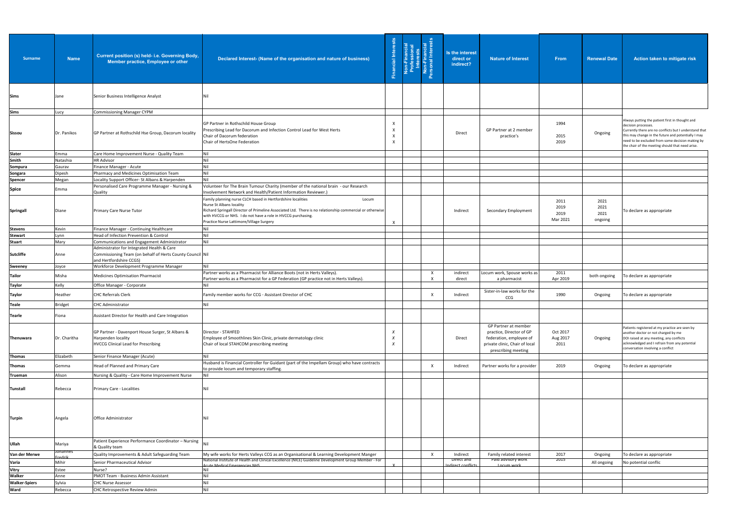| Surname | Name | Current position (s) held- i.e. Governing Body, Member practice, Employee or other | Declared Interest- (Name of the organisation and nature of business) | Financial Interests | Non-Financial Professional Interests | Non-Financial Personal Interests | Is the interest direct or indirect? | Nature of Interest | From | Renewal Date | Action taken to mitigate risk |
|---|---|---|---|---|---|---|---|---|---|---|---|
| Sims | Jane | Senior Business Intelligence Analyst | Nil | | | | | | | | |
| Sims | Lucy | Commissioning Manager CYPM | | | | | | | | | |
| Sissou | Dr. Panikos | GP Partner at Rothschild Hse Group, Dacorum locality | GP Partner in Rothschild House Group<br>Prescribing Lead for Dacorum and Infection Control Lead for West Herts<br>Chair of Dacorum federation<br>Chair of HertsOne Federation | X<br>X<br>X<br>X | | | Direct | GP Partner at 2 member practice's | 1994<br><br>2015<br>2019 | Ongoing | Always putting the patient first in thought and decision processes.<br>Currently there are no conflicts but I understand that this may change in the future and potentially I may need to be excluded from some decision making by the chair of the meeting should that need arise. |
| Slater | Emma | Care Home Improvement Nurse - Quality Team | Nil | | | | | | | | |
| Smith | Natashia | HR Advisor | Nil | | | | | | | | |
| Sompura | Gaurav | Finance Manager - Acute | Nil | | | | | | | | |
| Songara | Dipesh | Pharmacy and Medicines Optimisation Team | Nil | | | | | | | | |
| Spencer | Megan | Locality Support Officer- St Albans & Harpenden | Nil | | | | | | | | |
| Spice | Emma | Personalised Care Programme Manager - Nursing & Quality | Volunteer for The Brain Tumour Charity (member of the national brain - our Research Involvement Network and Health/Patient Information Reviewer.) | | | | | | | | |
| Springall | Diane | Primary Care Nurse Tutor | Family planning nurse CLCH based in Hertfordshire localities Locum Nurse St Albans locality<br>Richard Springall Director of Primeline Associated Ltd. There is no relationship commercial or otherwise with HVCCG or NHS. I do not have a role in HVCCG purchasing.<br>Practice Nurse Lattimore/Village Surgery | X | | | Indirect | Secondary Employment | 2011<br>2019<br>2019<br>Mar 2021 | 2021<br>2021<br>2021<br>ongoing | To declare as appropriate |
| Stevens | Kevin | Finance Manager - Continuing Healthcare | Nil | | | | | | | | |
| Stewart | Lynn | Head of Infection Prevention & Control | Nil | | | | | | | | |
| Stuart | Mary | Communications and Engagement Administrator | Nil | | | | | | | | |
| Sutcliffe | Anne | Administrator for Integrated Health & Care Commissioning Team (on behalf of Herts County Council and Hertfordshire CCGS) | Nil | | | | | | | | |
| Sweeney | Joyce | Workforce Development Programme Manager | Nil | | | | | | | | |
| Tailor | Misha | Medicines Optimisation Pharmacist | Partner works as a Pharmacist for Alliance Boots (not in Herts Valleys).<br>Partner works as a Pharmacist for a GP Federation (GP practice not in Herts Valleys). | | | X<br>X | indirect<br>direct | Locum work, Spouse works as a pharmacist | 2011<br>Apr 2019 | both ongoing | To declare as appropriate |
| Taylor | Kelly | Office Manager - Corporate | Nil | | | | | | | | |
| Taylor | Heather | CHC Referrals Clerk | Family member works for CCG - Assistant Director of CHC | | | X | Indirect | Sister-in-law works for the CCG | 1990 | Ongoing | To declare as appropriate |
| Teale | Bridget | CHC Administrator | Nil | | | | | | | | |
| Tearle | Fiona | Assistant Director for Health and Care Integration | | | | | | | | | |
| Thenuwara | Dr. Charitha | GP Partner - Davenport House Surger, St Albans & Harpenden locality<br>HVCCG Clinical Lead for Prescribing | Director - STAHFED<br>Employee of Smoothlines Skin Clinic, private dermatology clinic<br>Chair of local STAHCOM prescribing meeting | X<br>X<br>X | | | Direct | GP Partner at member practice, Director of GP federation, employee of private clinic, Chair of local prescribing meeting | Oct 2017<br>Aug 2017<br>2011 | Ongoing | Patients registered at my practice are seen by another doctor or not charged by me<br>DOI raised at any meeting, any conflicts acknowledged and I refrain from any potential conversation involving a conflict |
| Thomas | Elizabeth | Senior Finance Manager (Acute) | Nil | | | | | | | | |
| Thomas | Gemma | Head of Planned and Primary Care | Husband is Financial Controller for Guidant (part of the Impellam Group) who have contracts to provide locum and temporary staffing. | | | X | Indirect | Partner works for a provider | 2019 | Ongoing | To declare as appropriate |
| Trueman | Alison | Nursing & Quality - Care Home Improvement Nurse | Nil | | | | | | | | |
| Tunstall | Rebecca | Primary Care - Localities | Nil | | | | | | | | |
| Turpin | Angela | Office Administrator | Nil | | | | | | | | |
| Ullah | Mariya | Patient Experience Performance Coordinator – Nursing & Quality team | Nil | | | | | | | | |
| Van der Merwe | Johannes Fredrik | Quality Improvements & Adult Safeguarding Team | My wife works for Herts Valleys CCG as an Organisational & Learning Development Manger | | | X | Indirect | Family related interest | 2017 | Ongoing | To declare as appropriate |
| Varia | Mihir | Senior Pharmaceutical Advisor | National Institute of Health and Clinical Excellence (NICE) Guideline Development Group Member - For Acute Medical Emergencies NHS | X | | | Direct and Indirect conflicts | Paid advisory work Locum work | 2015 | All ongoing | No potential conflic |
| Vitry | Estee | Nurse? | Nil | | | | | | | | |
| Walker | Anne | PMOT Team - Business Admin Assistant | Nil | | | | | | | | |
| Walker-Spiers | Sylvia | CHC Nurse Assessor | Nil | | | | | | | | |
| Ward | Rebecca | CHC Retrospective Review Admin | Nil | | | | | | | | |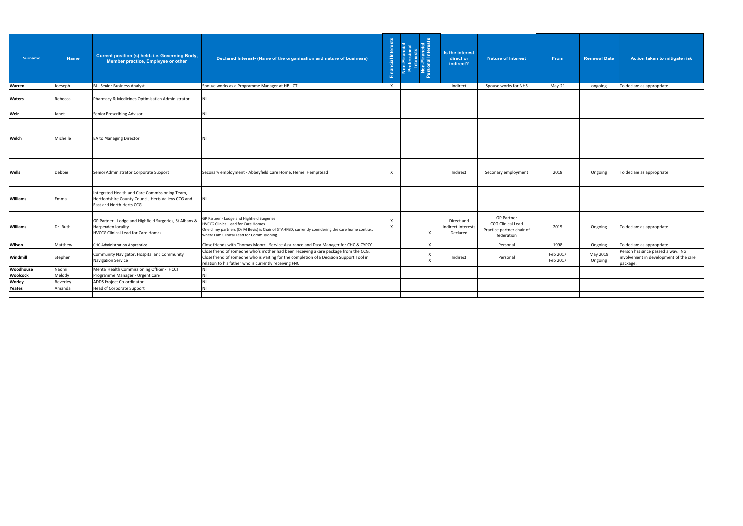| Surname | Name | Current position (s) held- i.e. Governing Body, Member practice, Employee or other | Declared Interest- (Name of the organisation and nature of business) | Financial Interests | Non-Financial Professional Interests | Non-Financial Personal Interests | Is the interest direct or indirect? | Nature of Interest | From | Renewal Date | Action taken to mitigate risk |
|---|---|---|---|---|---|---|---|---|---|---|---|
| **Warren** | Joeseph | BI - Senior Business Analyst | Spouse works as a Programme Manager at HBLICT | X | | | Indirect | Spouse works for NHS | May-21 | ongoing | To declare as appropriate |
| **Waters** | Rebecca | Pharmacy & Medicines Optimisation Administrator | Nil | | | | | | | | |
| **Weir** | Janet | Senior Prescribing Advisor | Nil | | | | | | | | |
| **Welch** | Michelle | EA to Managing Director | Nil | | | | | | | | |
| **Wells** | Debbie | Senior Administrator Corporate Support | Seconary employment - Abbeyfield Care Home, Hemel Hempstead | X | | | Indirect | Seconary employment | 2018 | Ongoing | To declare as appropriate |
| **Williams** | Emma | Integrated Health and Care Commissioning Team, Hertfordshire County Council, Herts Valleys CCG and East and North Herts CCG | Nil | | | | | | | | |
| **Williams** | Dr. Ruth | GP Partner - Lodge and Highfield Surgeries, St Albans & Harpenden locality<br>HVCCG Clinical Lead for Care Homes | GP Partner - Lodge and Highfield Surgeries<br>HVCCG Clinical Lead for Care Homes<br>One of my partners (Dr M Bevis) is Chair of STAHFED, currently considering the care home contract where I am Clinical Lead for Commissioning | X<br>X | | X | Direct and Indirect Interests Declared | GP Partner<br>CCG Clinical Lead<br>Practice partner chair of federation | 2015 | Ongoing | To declare as appropriate |
| **Wilson** | Matthew | CHC Administration Apprentice | Close friends with Thomas Moore - Service Assurance and Data Manager for CHC & CYPCC | | | X | | Personal | 1998 | Ongoing | To declare as appropriate |
| **Windmill** | Stephen | Community Navigator, Hospital and Community Navigation Service | Close friend of someone who's mother had been receiving a care package from the CCG.<br>Close friend of someone who is waiting for the completion of a Decision Support Tool in relation to his father who is currently receiving FNC | | | X<br>X | Indirect | Personal | Feb 2017<br>Feb 2017 | May 2019<br>Ongoing | Person has since passed a way. No involvement in development of the care package. |
| **Woodhouse** | Naomi | Mental Health Commissioning Officer - IHCCT | Nil | | | | | | | | |
| **Woolcock** | Melody | Programme Manager - Urgent Care | Nil | | | | | | | | |
| **Worley** | Beverley | ADDS Project Co-ordinator | Nil | | | | | | | | |
| **Yeates** | Amanda | Head of Corporate Support | Nil | | | | | | | | |